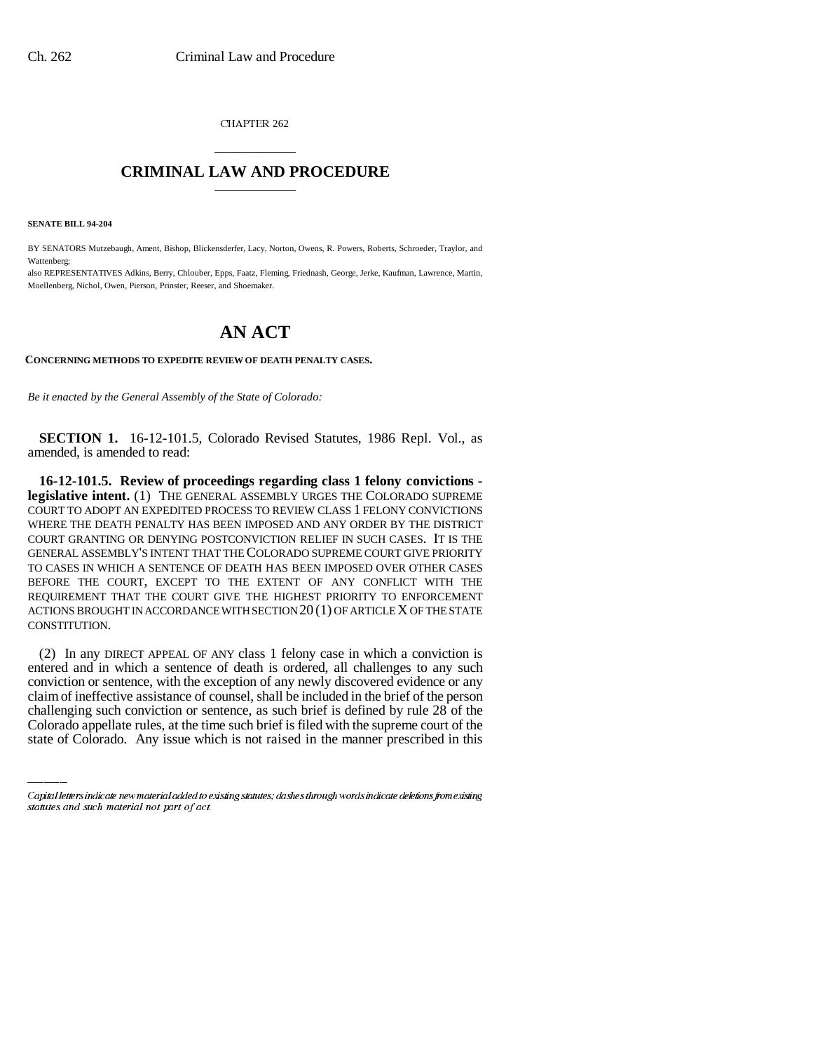CHAPTER 262

## CRIMINAL LAW AND PROCEDURE

**SENATE BILL 94-204**

BY SENATORS Mutzebaugh, Ament, Bishop, Blickensderfer, Lacy, Norton, Owens, R. Powers, Roberts, Schroeder, Traylor, and Wattenberg;

also REPRESENTATIVES Adkins, Berry, Chlouber, Epps, Faatz, Fleming, Friednash, George, Jerke, Kaufman, Lawrence, Martin, Moellenberg, Nichol, Owen, Pierson, Prinster, Reeser, and Shoemaker.

# AN ACT

**CONCERNING METHODS TO EXPEDITE REVIEW OF DEATH PENALTY CASES.**

*Be it enacted by the General Assembly of the State of Colorado:*

**SECTION 1.** 16-12-101.5, Colorado Revised Statutes, 1986 Repl. Vol., as amended, is amended to read:

**16-12-101.5. Review of proceedings regarding class 1 felony convictions - legislative intent.** (1) THE GENERAL ASSEMBLY URGES THE COLORADO SUPREME COURT TO ADOPT AN EXPEDITED PROCESS TO REVIEW CLASS 1 FELONY CONVICTIONS WHERE THE DEATH PENALTY HAS BEEN IMPOSED AND ANY ORDER BY THE DISTRICT COURT GRANTING OR DENYING POSTCONVICTION RELIEF IN SUCH CASES. IT IS THE GENERAL ASSEMBLY'S INTENT THAT THE COLORADO SUPREME COURT GIVE PRIORITY TO CASES IN WHICH A SENTENCE OF DEATH HAS BEEN IMPOSED OVER OTHER CASES BEFORE THE COURT, EXCEPT TO THE EXTENT OF ANY CONFLICT WITH THE REQUIREMENT THAT THE COURT GIVE THE HIGHEST PRIORITY TO ENFORCEMENT ACTIONS BROUGHT IN ACCORDANCE WITH SECTION 20 (1) OF ARTICLE X OF THE STATE CONSTITUTION.

(2) In any DIRECT APPEAL OF ANY class 1 felony case in which a conviction is entered and in which a sentence of death is ordered, all challenges to any such conviction or sentence, with the exception of any newly discovered evidence or any claim of ineffective assistance of counsel, shall be included in the brief of the person challenging such conviction or sentence, as such brief is defined by rule 28 of the Colorado appellate rules, at the time such brief is filed with the supreme court of the state of Colorado. Any issue which is not raised in the manner prescribed in this

Capital letters indicate new material added to existing statutes; dashes through words indicate deletions from existing statutes and such material not part of act.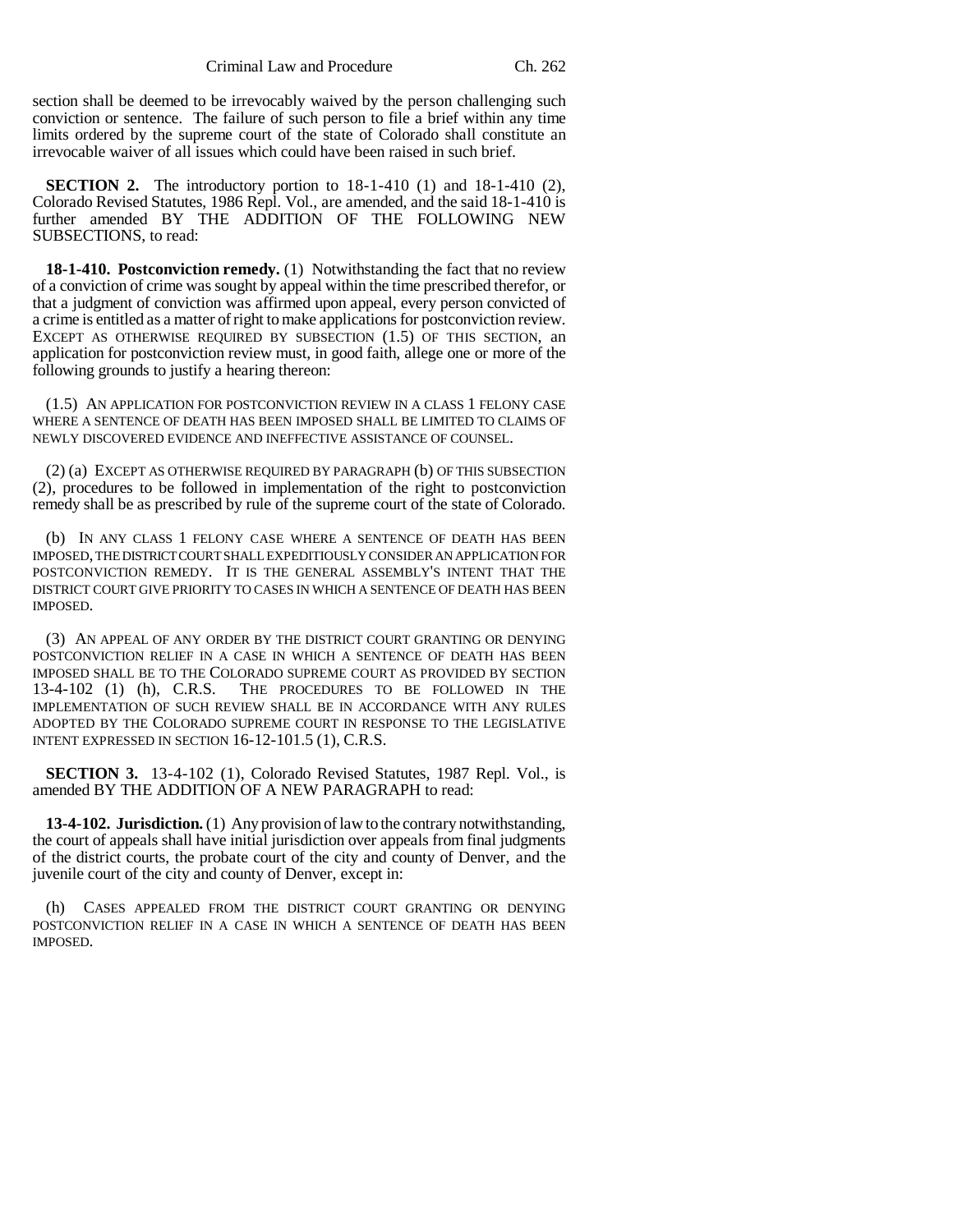section shall be deemed to be irrevocably waived by the person challenging such conviction or sentence. The failure of such person to file a brief within any time limits ordered by the supreme court of the state of Colorado shall constitute an irrevocable waiver of all issues which could have been raised in such brief.

**SECTION 2.** The introductory portion to 18-1-410 (1) and 18-1-410 (2), Colorado Revised Statutes, 1986 Repl. Vol., are amended, and the said 18-1-410 is further amended BY THE ADDITION OF THE FOLLOWING NEW SUBSECTIONS, to read:

**18-1-410. Postconviction remedy.** (1) Notwithstanding the fact that no review of a conviction of crime was sought by appeal within the time prescribed therefor, or that a judgment of conviction was affirmed upon appeal, every person convicted of a crime is entitled as a matter of right to make applications for postconviction review. EXCEPT AS OTHERWISE REQUIRED BY SUBSECTION (1.5) OF THIS SECTION, an application for postconviction review must, in good faith, allege one or more of the following grounds to justify a hearing thereon:

(1.5) AN APPLICATION FOR POSTCONVICTION REVIEW IN A CLASS 1 FELONY CASE WHERE A SENTENCE OF DEATH HAS BEEN IMPOSED SHALL BE LIMITED TO CLAIMS OF NEWLY DISCOVERED EVIDENCE AND INEFFECTIVE ASSISTANCE OF COUNSEL.

(2) (a) EXCEPT AS OTHERWISE REQUIRED BY PARAGRAPH (b) OF THIS SUBSECTION (2), procedures to be followed in implementation of the right to postconviction remedy shall be as prescribed by rule of the supreme court of the state of Colorado.

(b) IN ANY CLASS 1 FELONY CASE WHERE A SENTENCE OF DEATH HAS BEEN IMPOSED, THE DISTRICT COURT SHALL EXPEDITIOUSLY CONSIDER AN APPLICATION FOR POSTCONVICTION REMEDY. IT IS THE GENERAL ASSEMBLY'S INTENT THAT THE DISTRICT COURT GIVE PRIORITY TO CASES IN WHICH A SENTENCE OF DEATH HAS BEEN IMPOSED.

(3) AN APPEAL OF ANY ORDER BY THE DISTRICT COURT GRANTING OR DENYING POSTCONVICTION RELIEF IN A CASE IN WHICH A SENTENCE OF DEATH HAS BEEN IMPOSED SHALL BE TO THE COLORADO SUPREME COURT AS PROVIDED BY SECTION 13-4-102 (1) (h), C.R.S. THE PROCEDURES TO BE FOLLOWED IN THE IMPLEMENTATION OF SUCH REVIEW SHALL BE IN ACCORDANCE WITH ANY RULES ADOPTED BY THE COLORADO SUPREME COURT IN RESPONSE TO THE LEGISLATIVE INTENT EXPRESSED IN SECTION 16-12-101.5 (1), C.R.S.

**SECTION 3.** 13-4-102 (1), Colorado Revised Statutes, 1987 Repl. Vol., is amended BY THE ADDITION OF A NEW PARAGRAPH to read:

**13-4-102. Jurisdiction.** (1) Any provision of law to the contrary notwithstanding, the court of appeals shall have initial jurisdiction over appeals from final judgments of the district courts, the probate court of the city and county of Denver, and the juvenile court of the city and county of Denver, except in:

(h) CASES APPEALED FROM THE DISTRICT COURT GRANTING OR DENYING POSTCONVICTION RELIEF IN A CASE IN WHICH A SENTENCE OF DEATH HAS BEEN IMPOSED.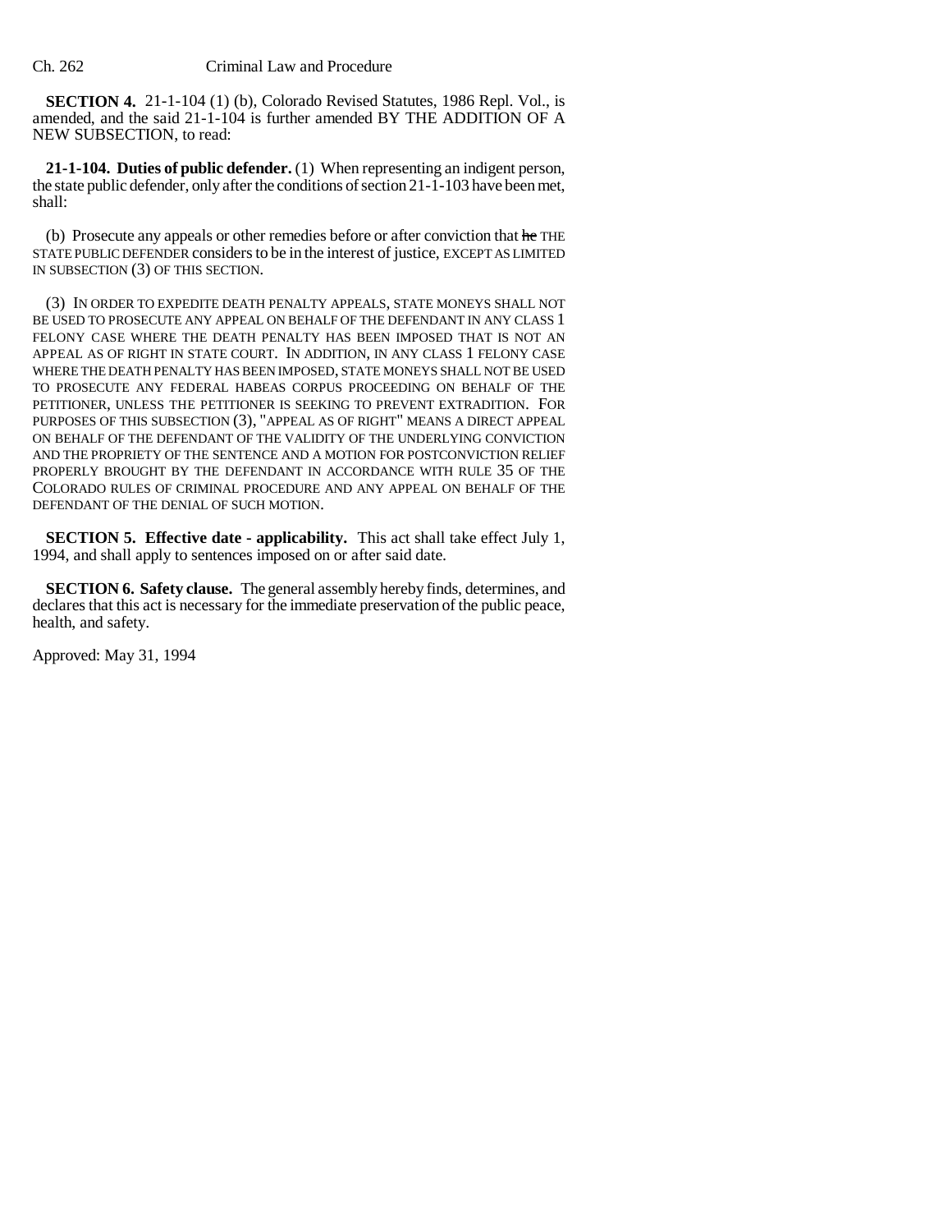**SECTION 4.** 21-1-104 (1) (b), Colorado Revised Statutes, 1986 Repl. Vol., is amended, and the said 21-1-104 is further amended BY THE ADDITION OF A NEW SUBSECTION, to read:

**21-1-104. Duties of public defender.** (1) When representing an indigent person, the state public defender, only after the conditions of section 21-1-103 have been met, shall:

(b) Prosecute any appeals or other remedies before or after conviction that ~~he~~ THE STATE PUBLIC DEFENDER considers to be in the interest of justice, EXCEPT AS LIMITED IN SUBSECTION (3) OF THIS SECTION.

(3) IN ORDER TO EXPEDITE DEATH PENALTY APPEALS, STATE MONEYS SHALL NOT BE USED TO PROSECUTE ANY APPEAL ON BEHALF OF THE DEFENDANT IN ANY CLASS 1 FELONY CASE WHERE THE DEATH PENALTY HAS BEEN IMPOSED THAT IS NOT AN APPEAL AS OF RIGHT IN STATE COURT. IN ADDITION, IN ANY CLASS 1 FELONY CASE WHERE THE DEATH PENALTY HAS BEEN IMPOSED, STATE MONEYS SHALL NOT BE USED TO PROSECUTE ANY FEDERAL HABEAS CORPUS PROCEEDING ON BEHALF OF THE PETITIONER, UNLESS THE PETITIONER IS SEEKING TO PREVENT EXTRADITION. FOR PURPOSES OF THIS SUBSECTION (3), "APPEAL AS OF RIGHT" MEANS A DIRECT APPEAL ON BEHALF OF THE DEFENDANT OF THE VALIDITY OF THE UNDERLYING CONVICTION AND THE PROPRIETY OF THE SENTENCE AND A MOTION FOR POSTCONVICTION RELIEF PROPERLY BROUGHT BY THE DEFENDANT IN ACCORDANCE WITH RULE 35 OF THE COLORADO RULES OF CRIMINAL PROCEDURE AND ANY APPEAL ON BEHALF OF THE DEFENDANT OF THE DENIAL OF SUCH MOTION.

**SECTION 5. Effective date - applicability.** This act shall take effect July 1, 1994, and shall apply to sentences imposed on or after said date.

**SECTION 6. Safety clause.** The general assembly hereby finds, determines, and declares that this act is necessary for the immediate preservation of the public peace, health, and safety.

Approved: May 31, 1994